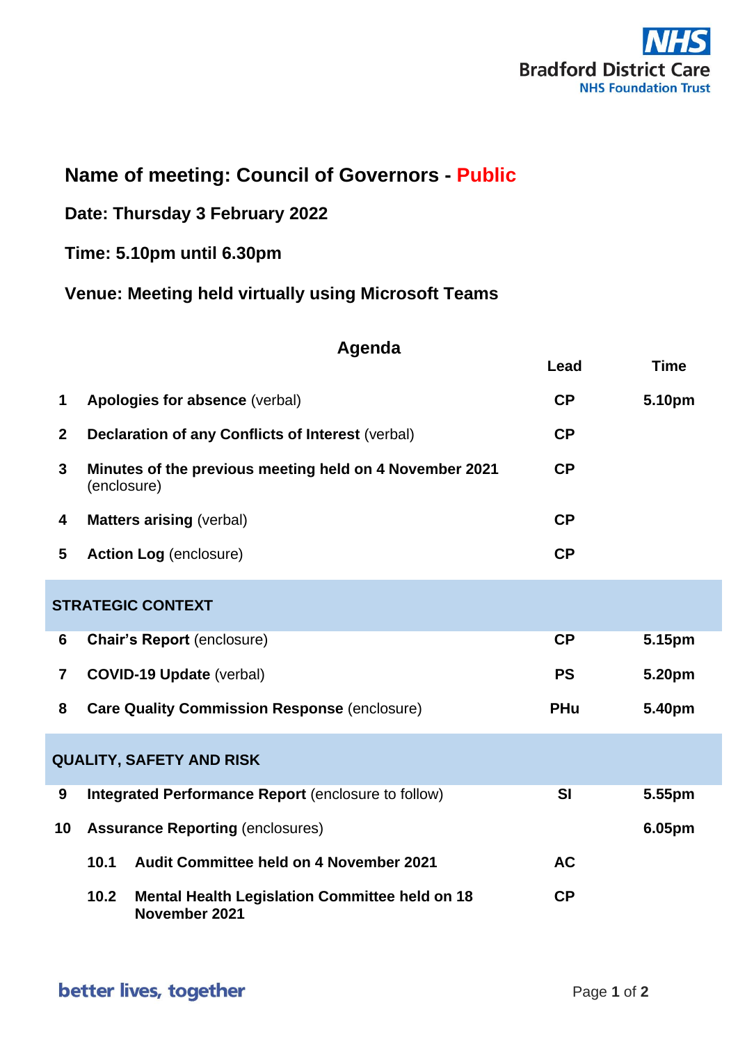Bradford District Care
NHS Foundation Trust

## Name of meeting: Council of Governors - Public

**Date: Thursday 3 February 2022**

**Time: 5.10pm until 6.30pm**

**Venue: Meeting held virtually using Microsoft Teams**

### Agenda

| | | Lead | Time |
|---|---|---|---|
| **1** | **Apologies for absence** (verbal) | **CP** | **5.10pm** |
| **2** | **Declaration of any Conflicts of Interest** (verbal) | **CP** | |
| **3** | **Minutes of the previous meeting held on 4 November 2021** (enclosure) | **CP** | |
| **4** | **Matters arising** (verbal) | **CP** | |
| **5** | **Action Log** (enclosure) | **CP** | |
| | **STRATEGIC CONTEXT** | | |
| **6** | **Chair's Report** (enclosure) | **CP** | **5.15pm** |
| **7** | **COVID-19 Update** (verbal) | **PS** | **5.20pm** |
| **8** | **Care Quality Commission Response** (enclosure) | **PHu** | **5.40pm** |
| | **QUALITY, SAFETY AND RISK** | | |
| **9** | **Integrated Performance Report** (enclosure to follow) | **SI** | **5.55pm** |
| **10** | **Assurance Reporting** (enclosures) | | **6.05pm** |
| | **10.1 Audit Committee held on 4 November 2021** | **AC** | |
| | **10.2 Mental Health Legislation Committee held on 18 November 2021** | **CP** | |

better lives, together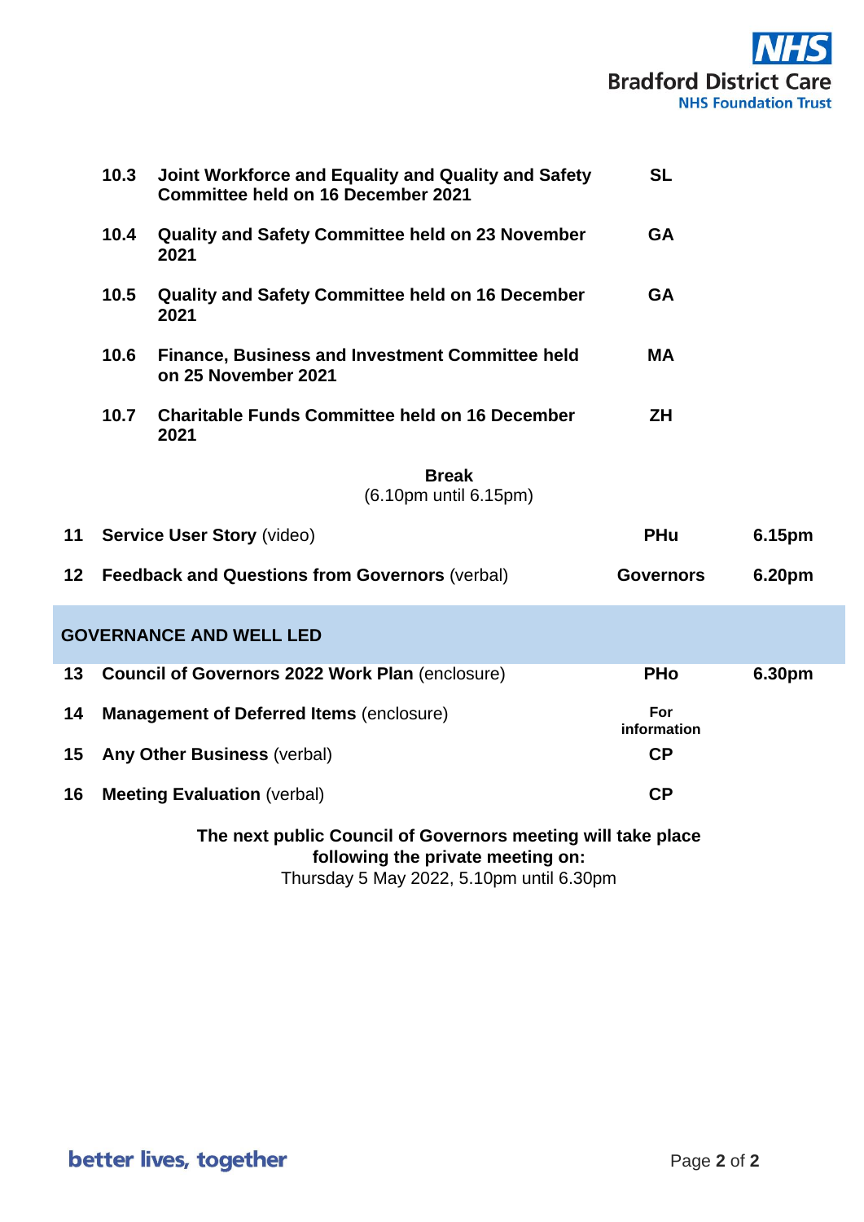| | | | |
|---|---|---|---|
| 10.3 | **Joint Workforce and Equality and Quality and Safety Committee held on 16 December 2021** | **SL** | |
| 10.4 | **Quality and Safety Committee held on 23 November 2021** | **GA** | |
| 10.5 | **Quality and Safety Committee held on 16 December 2021** | **GA** | |
| 10.6 | **Finance, Business and Investment Committee held on 25 November 2021** | **MA** | |
| 10.7 | **Charitable Funds Committee held on 16 December 2021** | **ZH** | |

**Break**
(6.10pm until 6.15pm)

| | | | |
|---|---|---|---|
| **11** | **Service User Story** (video) | **PHu** | **6.15pm** |
| **12** | **Feedback and Questions from Governors** (verbal) | **Governors** | **6.20pm** |

## GOVERNANCE AND WELL LED

| | | | |
|---|---|---|---|
| **13** | **Council of Governors 2022 Work Plan** (enclosure) | **PHo** | **6.30pm** |
| **14** | **Management of Deferred Items** (enclosure) | **For information** | |
| **15** | **Any Other Business** (verbal) | **CP** | |
| **16** | **Meeting Evaluation** (verbal) | **CP** | |

**The next public Council of Governors meeting will take place following the private meeting on:**
Thursday 5 May 2022, 5.10pm until 6.30pm

better lives, together